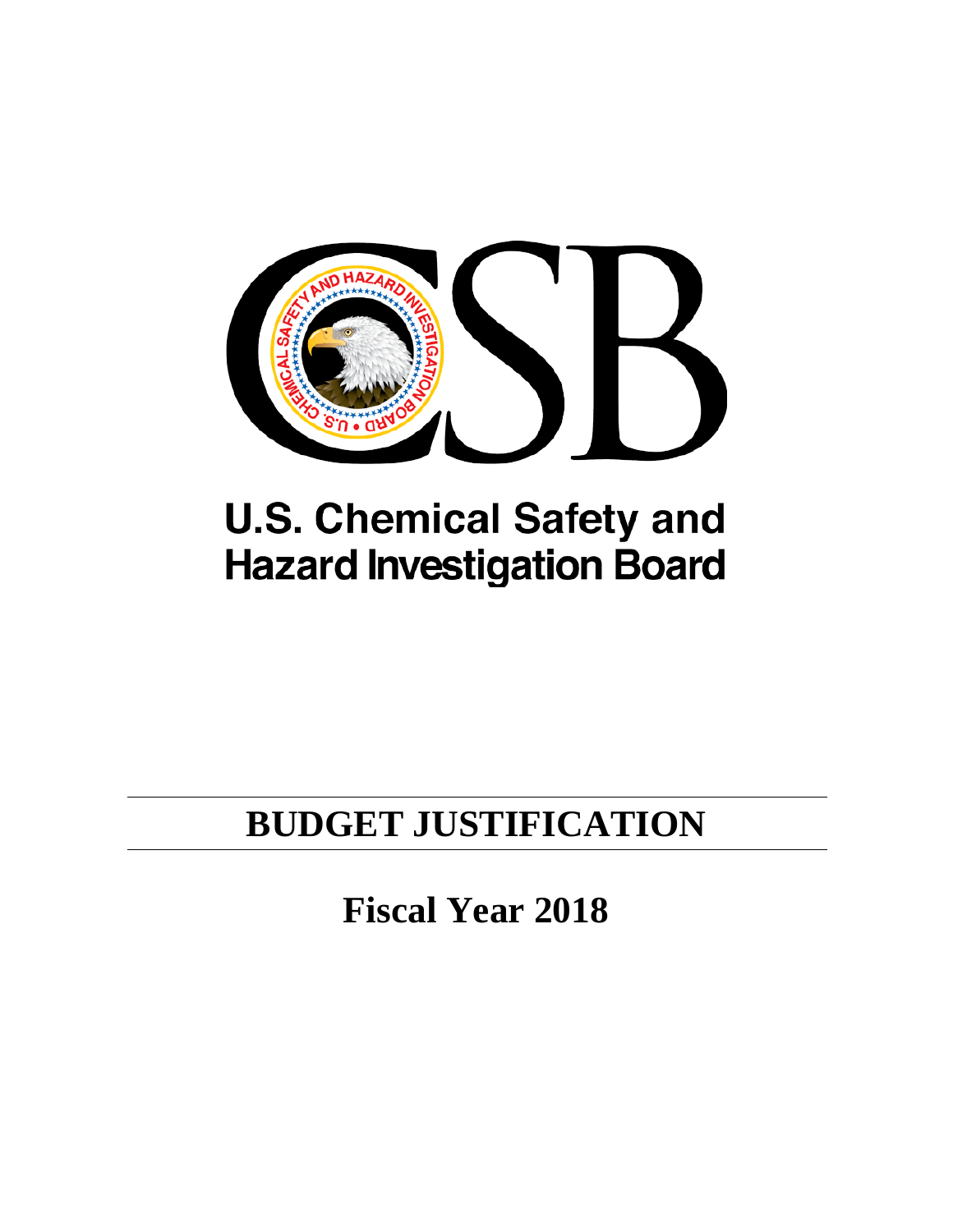# U.S. Chemical Safety and Hazard Investigation Board

# BUDGET JUSTIFICATION

## Fiscal Year 2018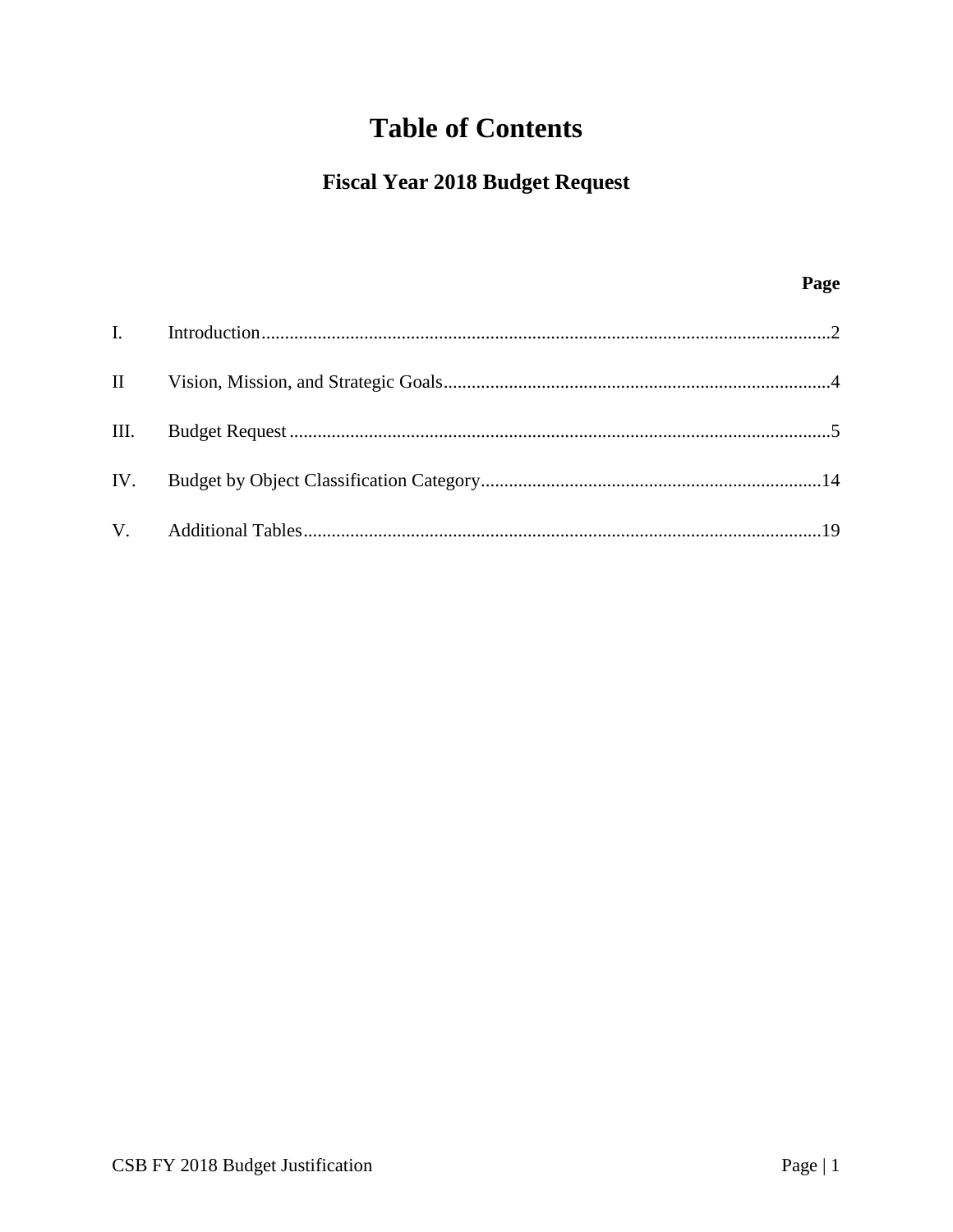# Table of Contents

## Fiscal Year 2018 Budget Request

| | | Page |
|---|---|---|
| I. | Introduction | 2 |
| II | Vision, Mission, and Strategic Goals | 4 |
| III. | Budget Request | 5 |
| IV. | Budget by Object Classification Category | 14 |
| V. | Additional Tables | 19 |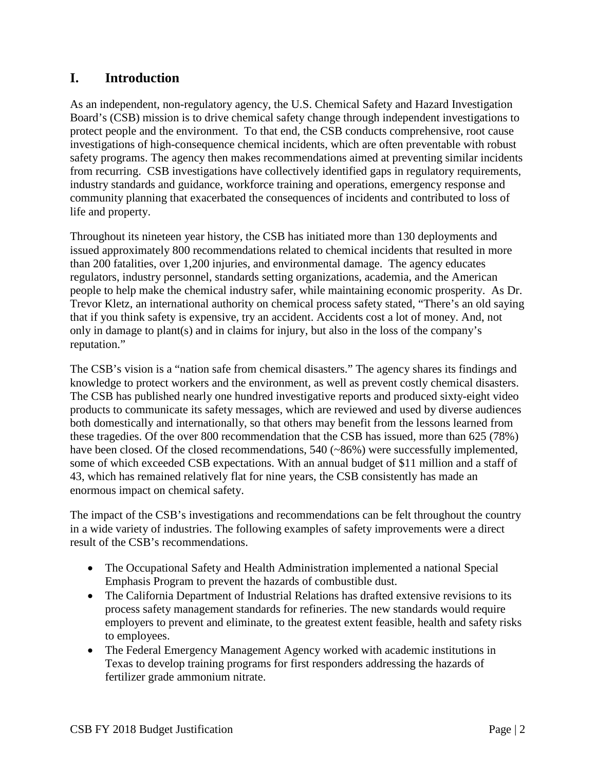# I. Introduction

As an independent, non-regulatory agency, the U.S. Chemical Safety and Hazard Investigation Board's (CSB) mission is to drive chemical safety change through independent investigations to protect people and the environment. To that end, the CSB conducts comprehensive, root cause investigations of high-consequence chemical incidents, which are often preventable with robust safety programs. The agency then makes recommendations aimed at preventing similar incidents from recurring. CSB investigations have collectively identified gaps in regulatory requirements, industry standards and guidance, workforce training and operations, emergency response and community planning that exacerbated the consequences of incidents and contributed to loss of life and property.

Throughout its nineteen year history, the CSB has initiated more than 130 deployments and issued approximately 800 recommendations related to chemical incidents that resulted in more than 200 fatalities, over 1,200 injuries, and environmental damage. The agency educates regulators, industry personnel, standards setting organizations, academia, and the American people to help make the chemical industry safer, while maintaining economic prosperity. As Dr. Trevor Kletz, an international authority on chemical process safety stated, "There's an old saying that if you think safety is expensive, try an accident. Accidents cost a lot of money. And, not only in damage to plant(s) and in claims for injury, but also in the loss of the company's reputation."

The CSB's vision is a "nation safe from chemical disasters." The agency shares its findings and knowledge to protect workers and the environment, as well as prevent costly chemical disasters. The CSB has published nearly one hundred investigative reports and produced sixty-eight video products to communicate its safety messages, which are reviewed and used by diverse audiences both domestically and internationally, so that others may benefit from the lessons learned from these tragedies. Of the over 800 recommendation that the CSB has issued, more than 625 (78%) have been closed. Of the closed recommendations, 540 (~86%) were successfully implemented, some of which exceeded CSB expectations. With an annual budget of $11 million and a staff of 43, which has remained relatively flat for nine years, the CSB consistently has made an enormous impact on chemical safety.

The impact of the CSB's investigations and recommendations can be felt throughout the country in a wide variety of industries. The following examples of safety improvements were a direct result of the CSB's recommendations.

- The Occupational Safety and Health Administration implemented a national Special Emphasis Program to prevent the hazards of combustible dust.
- The California Department of Industrial Relations has drafted extensive revisions to its process safety management standards for refineries. The new standards would require employers to prevent and eliminate, to the greatest extent feasible, health and safety risks to employees.
- The Federal Emergency Management Agency worked with academic institutions in Texas to develop training programs for first responders addressing the hazards of fertilizer grade ammonium nitrate.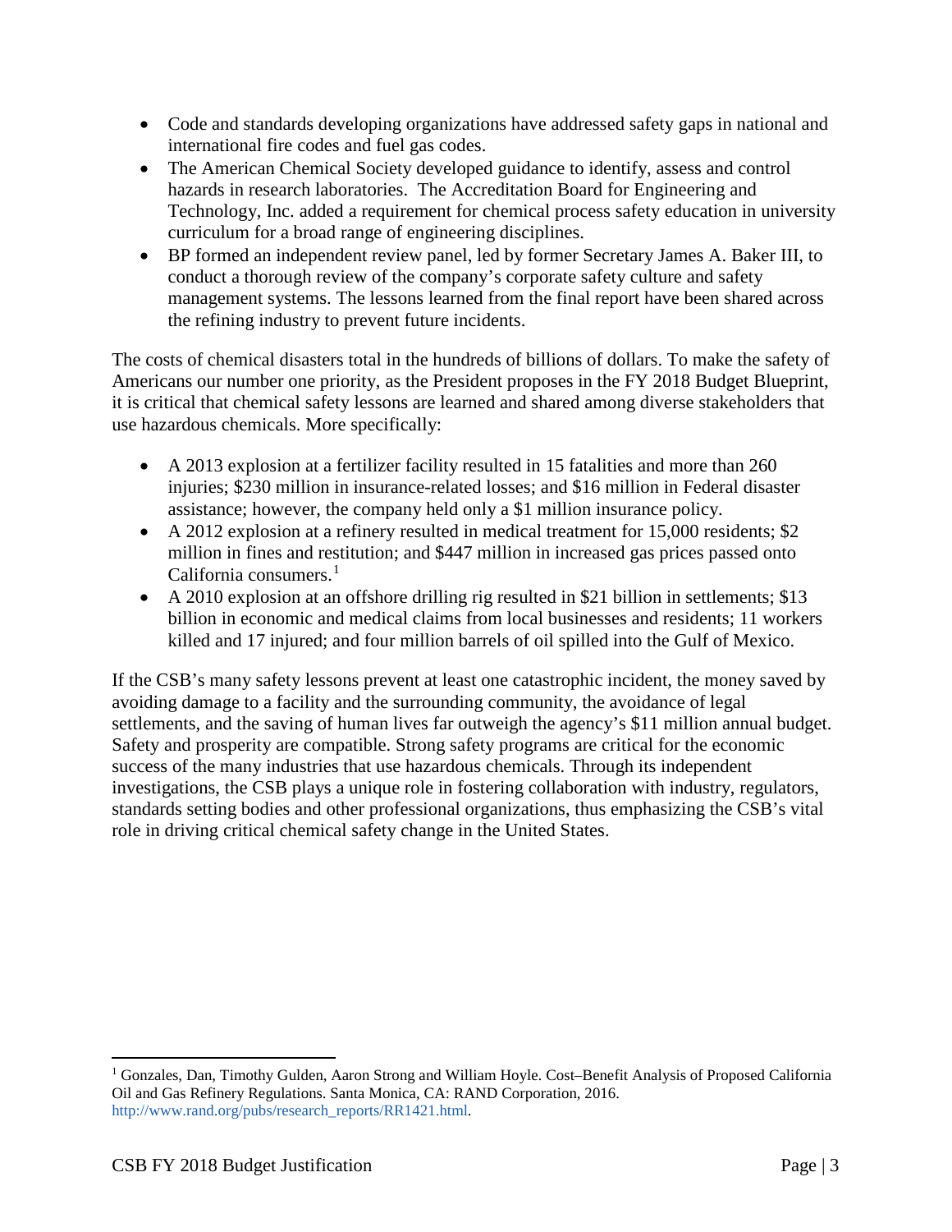- Code and standards developing organizations have addressed safety gaps in national and international fire codes and fuel gas codes.
- The American Chemical Society developed guidance to identify, assess and control hazards in research laboratories. The Accreditation Board for Engineering and Technology, Inc. added a requirement for chemical process safety education in university curriculum for a broad range of engineering disciplines.
- BP formed an independent review panel, led by former Secretary James A. Baker III, to conduct a thorough review of the company's corporate safety culture and safety management systems. The lessons learned from the final report have been shared across the refining industry to prevent future incidents.

The costs of chemical disasters total in the hundreds of billions of dollars. To make the safety of Americans our number one priority, as the President proposes in the FY 2018 Budget Blueprint, it is critical that chemical safety lessons are learned and shared among diverse stakeholders that use hazardous chemicals. More specifically:

- A 2013 explosion at a fertilizer facility resulted in 15 fatalities and more than 260 injuries; $230 million in insurance-related losses; and $16 million in Federal disaster assistance; however, the company held only a $1 million insurance policy.
- A 2012 explosion at a refinery resulted in medical treatment for 15,000 residents; $2 million in fines and restitution; and $447 million in increased gas prices passed onto California consumers.[1]
- A 2010 explosion at an offshore drilling rig resulted in $21 billion in settlements; $13 billion in economic and medical claims from local businesses and residents; 11 workers killed and 17 injured; and four million barrels of oil spilled into the Gulf of Mexico.

If the CSB's many safety lessons prevent at least one catastrophic incident, the money saved by avoiding damage to a facility and the surrounding community, the avoidance of legal settlements, and the saving of human lives far outweigh the agency's $11 million annual budget. Safety and prosperity are compatible. Strong safety programs are critical for the economic success of the many industries that use hazardous chemicals. Through its independent investigations, the CSB plays a unique role in fostering collaboration with industry, regulators, standards setting bodies and other professional organizations, thus emphasizing the CSB's vital role in driving critical chemical safety change in the United States.

---

[1] Gonzales, Dan, Timothy Gulden, Aaron Strong and William Hoyle. Cost–Benefit Analysis of Proposed California Oil and Gas Refinery Regulations. Santa Monica, CA: RAND Corporation, 2016. http://www.rand.org/pubs/research_reports/RR1421.html.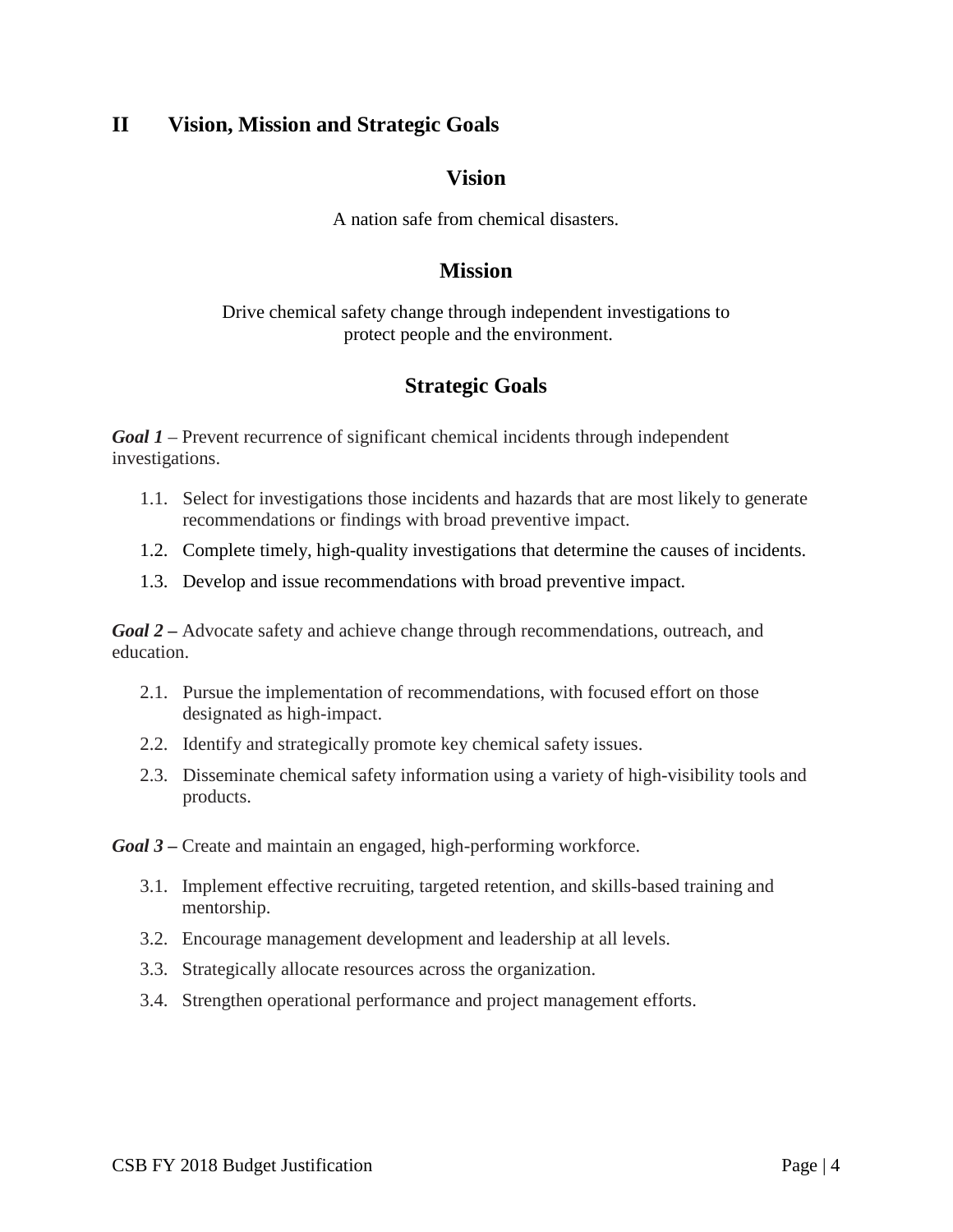## II Vision, Mission and Strategic Goals

### Vision

A nation safe from chemical disasters.

### Mission

Drive chemical safety change through independent investigations to protect people and the environment.

### Strategic Goals

***Goal 1*** – Prevent recurrence of significant chemical incidents through independent investigations.

1.1. Select for investigations those incidents and hazards that are most likely to generate recommendations or findings with broad preventive impact.

1.2. Complete timely, high-quality investigations that determine the causes of incidents.

1.3. Develop and issue recommendations with broad preventive impact.

***Goal 2 –*** Advocate safety and achieve change through recommendations, outreach, and education.

2.1. Pursue the implementation of recommendations, with focused effort on those designated as high-impact.

2.2. Identify and strategically promote key chemical safety issues.

2.3. Disseminate chemical safety information using a variety of high-visibility tools and products.

***Goal 3 –*** Create and maintain an engaged, high-performing workforce.

3.1. Implement effective recruiting, targeted retention, and skills-based training and mentorship.

3.2. Encourage management development and leadership at all levels.

3.3. Strategically allocate resources across the organization.

3.4. Strengthen operational performance and project management efforts.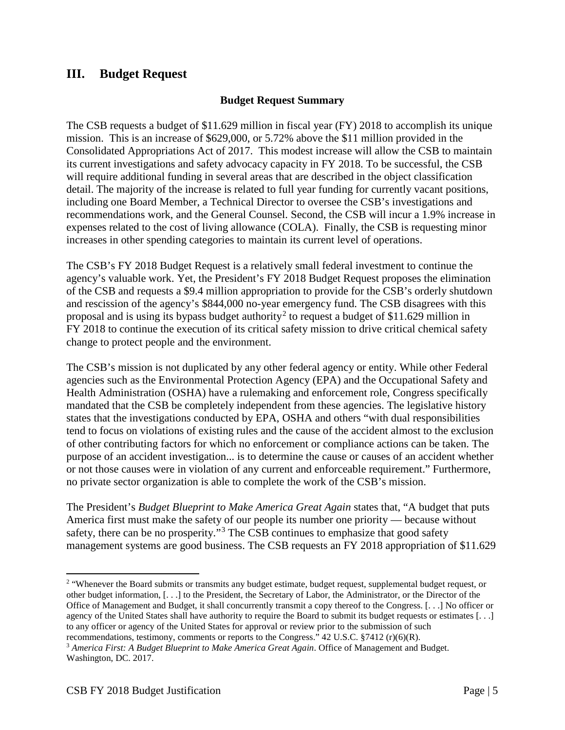## III. Budget Request

**Budget Request Summary**

The CSB requests a budget of $11.629 million in fiscal year (FY) 2018 to accomplish its unique mission. This is an increase of $629,000, or 5.72% above the $11 million provided in the Consolidated Appropriations Act of 2017. This modest increase will allow the CSB to maintain its current investigations and safety advocacy capacity in FY 2018. To be successful, the CSB will require additional funding in several areas that are described in the object classification detail. The majority of the increase is related to full year funding for currently vacant positions, including one Board Member, a Technical Director to oversee the CSB's investigations and recommendations work, and the General Counsel. Second, the CSB will incur a 1.9% increase in expenses related to the cost of living allowance (COLA). Finally, the CSB is requesting minor increases in other spending categories to maintain its current level of operations.

The CSB's FY 2018 Budget Request is a relatively small federal investment to continue the agency's valuable work. Yet, the President's FY 2018 Budget Request proposes the elimination of the CSB and requests a $9.4 million appropriation to provide for the CSB's orderly shutdown and rescission of the agency's $844,000 no-year emergency fund. The CSB disagrees with this proposal and is using its bypass budget authority[2] to request a budget of $11.629 million in FY 2018 to continue the execution of its critical safety mission to drive critical chemical safety change to protect people and the environment.

The CSB's mission is not duplicated by any other federal agency or entity. While other Federal agencies such as the Environmental Protection Agency (EPA) and the Occupational Safety and Health Administration (OSHA) have a rulemaking and enforcement role, Congress specifically mandated that the CSB be completely independent from these agencies. The legislative history states that the investigations conducted by EPA, OSHA and others "with dual responsibilities tend to focus on violations of existing rules and the cause of the accident almost to the exclusion of other contributing factors for which no enforcement or compliance actions can be taken. The purpose of an accident investigation... is to determine the cause or causes of an accident whether or not those causes were in violation of any current and enforceable requirement." Furthermore, no private sector organization is able to complete the work of the CSB's mission.

The President's *Budget Blueprint to Make America Great Again* states that, "A budget that puts America first must make the safety of our people its number one priority — because without safety, there can be no prosperity."[3] The CSB continues to emphasize that good safety management systems are good business. The CSB requests an FY 2018 appropriation of $11.629

[2] "Whenever the Board submits or transmits any budget estimate, budget request, supplemental budget request, or other budget information, [. . .] to the President, the Secretary of Labor, the Administrator, or the Director of the Office of Management and Budget, it shall concurrently transmit a copy thereof to the Congress. [. . .] No officer or agency of the United States shall have authority to require the Board to submit its budget requests or estimates [. . .] to any officer or agency of the United States for approval or review prior to the submission of such recommendations, testimony, comments or reports to the Congress." 42 U.S.C. §7412 (r)(6)(R).

[3] *America First: A Budget Blueprint to Make America Great Again*. Office of Management and Budget. Washington, DC. 2017.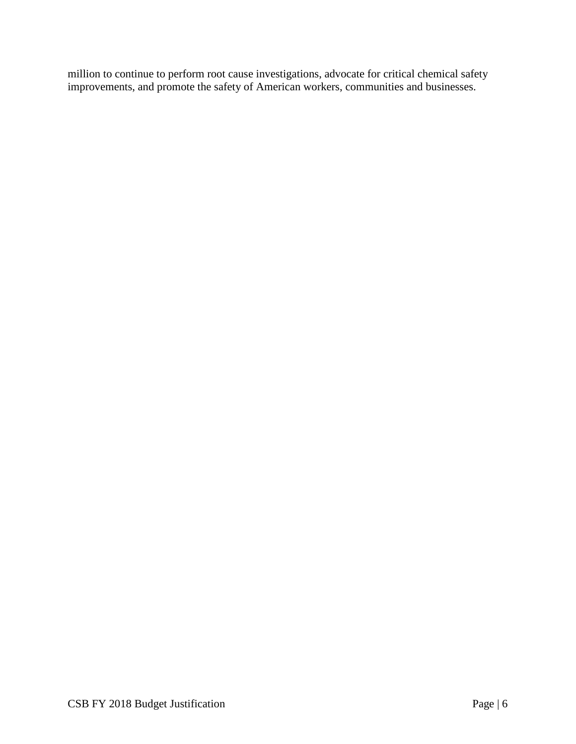million to continue to perform root cause investigations, advocate for critical chemical safety improvements, and promote the safety of American workers, communities and businesses.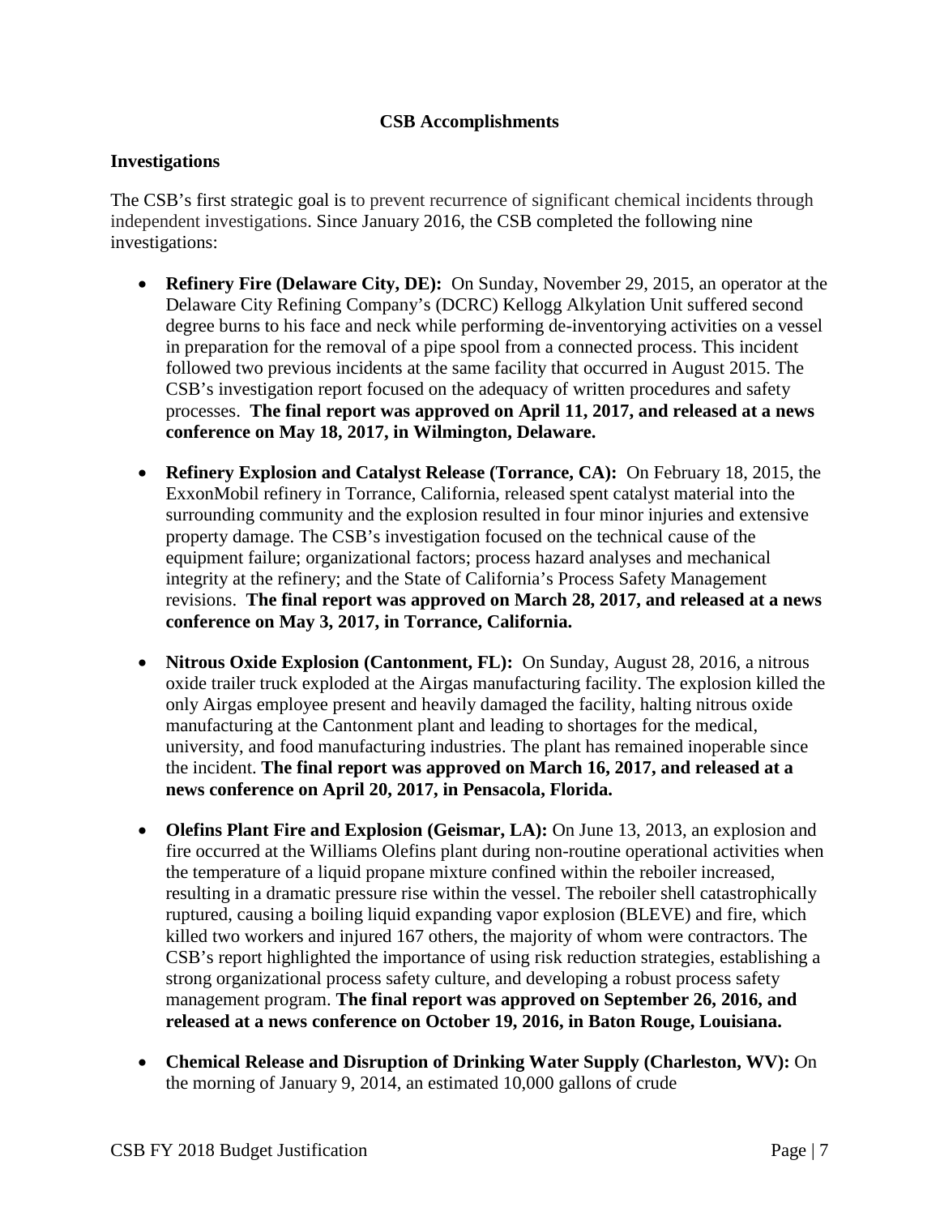**CSB Accomplishments**

## Investigations

The CSB's first strategic goal is to prevent recurrence of significant chemical incidents through independent investigations. Since January 2016, the CSB completed the following nine investigations:

- **Refinery Fire (Delaware City, DE):** On Sunday, November 29, 2015, an operator at the Delaware City Refining Company's (DCRC) Kellogg Alkylation Unit suffered second degree burns to his face and neck while performing de-inventorying activities on a vessel in preparation for the removal of a pipe spool from a connected process. This incident followed two previous incidents at the same facility that occurred in August 2015. The CSB's investigation report focused on the adequacy of written procedures and safety processes. **The final report was approved on April 11, 2017, and released at a news conference on May 18, 2017, in Wilmington, Delaware.**
- **Refinery Explosion and Catalyst Release (Torrance, CA):** On February 18, 2015, the ExxonMobil refinery in Torrance, California, released spent catalyst material into the surrounding community and the explosion resulted in four minor injuries and extensive property damage. The CSB's investigation focused on the technical cause of the equipment failure; organizational factors; process hazard analyses and mechanical integrity at the refinery; and the State of California's Process Safety Management revisions. **The final report was approved on March 28, 2017, and released at a news conference on May 3, 2017, in Torrance, California.**
- **Nitrous Oxide Explosion (Cantonment, FL):** On Sunday, August 28, 2016, a nitrous oxide trailer truck exploded at the Airgas manufacturing facility. The explosion killed the only Airgas employee present and heavily damaged the facility, halting nitrous oxide manufacturing at the Cantonment plant and leading to shortages for the medical, university, and food manufacturing industries. The plant has remained inoperable since the incident. **The final report was approved on March 16, 2017, and released at a news conference on April 20, 2017, in Pensacola, Florida.**
- **Olefins Plant Fire and Explosion (Geismar, LA):** On June 13, 2013, an explosion and fire occurred at the Williams Olefins plant during non-routine operational activities when the temperature of a liquid propane mixture confined within the reboiler increased, resulting in a dramatic pressure rise within the vessel. The reboiler shell catastrophically ruptured, causing a boiling liquid expanding vapor explosion (BLEVE) and fire, which killed two workers and injured 167 others, the majority of whom were contractors. The CSB's report highlighted the importance of using risk reduction strategies, establishing a strong organizational process safety culture, and developing a robust process safety management program. **The final report was approved on September 26, 2016, and released at a news conference on October 19, 2016, in Baton Rouge, Louisiana.**
- **Chemical Release and Disruption of Drinking Water Supply (Charleston, WV):** On the morning of January 9, 2014, an estimated 10,000 gallons of crude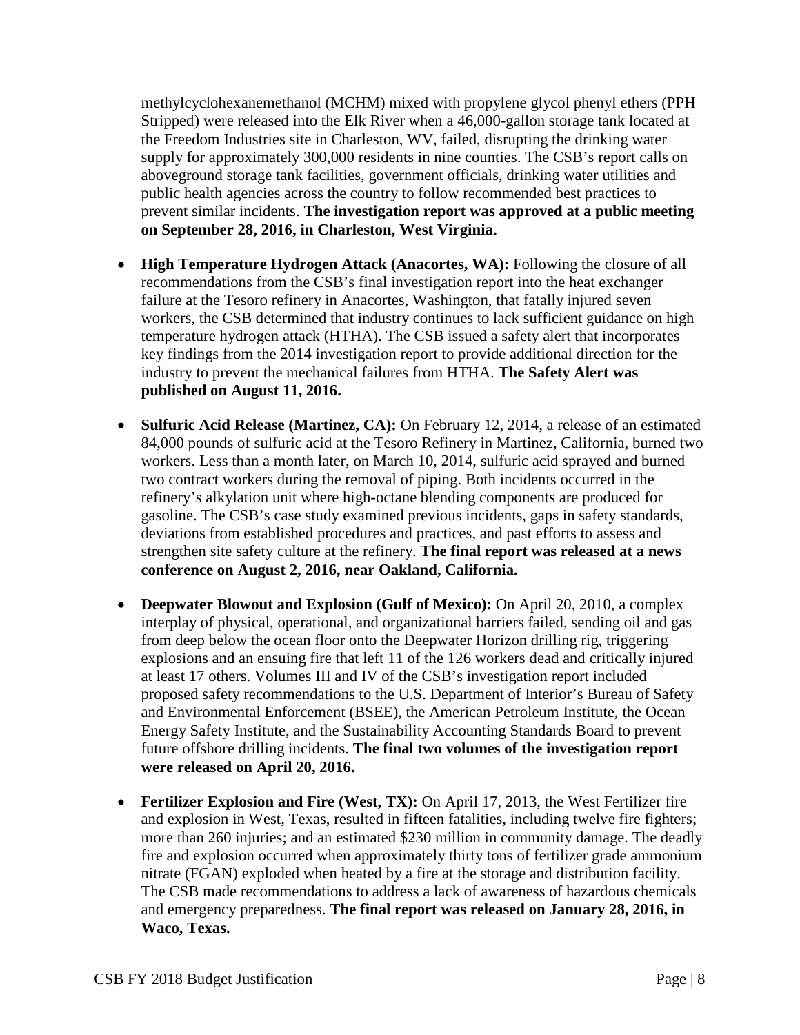methylcyclohexanemethanol (MCHM) mixed with propylene glycol phenyl ethers (PPH Stripped) were released into the Elk River when a 46,000-gallon storage tank located at the Freedom Industries site in Charleston, WV, failed, disrupting the drinking water supply for approximately 300,000 residents in nine counties. The CSB's report calls on aboveground storage tank facilities, government officials, drinking water utilities and public health agencies across the country to follow recommended best practices to prevent similar incidents. **The investigation report was approved at a public meeting on September 28, 2016, in Charleston, West Virginia.**

- **High Temperature Hydrogen Attack (Anacortes, WA):** Following the closure of all recommendations from the CSB's final investigation report into the heat exchanger failure at the Tesoro refinery in Anacortes, Washington, that fatally injured seven workers, the CSB determined that industry continues to lack sufficient guidance on high temperature hydrogen attack (HTHA). The CSB issued a safety alert that incorporates key findings from the 2014 investigation report to provide additional direction for the industry to prevent the mechanical failures from HTHA. **The Safety Alert was published on August 11, 2016.**

- **Sulfuric Acid Release (Martinez, CA):** On February 12, 2014, a release of an estimated 84,000 pounds of sulfuric acid at the Tesoro Refinery in Martinez, California, burned two workers. Less than a month later, on March 10, 2014, sulfuric acid sprayed and burned two contract workers during the removal of piping. Both incidents occurred in the refinery's alkylation unit where high-octane blending components are produced for gasoline. The CSB's case study examined previous incidents, gaps in safety standards, deviations from established procedures and practices, and past efforts to assess and strengthen site safety culture at the refinery. **The final report was released at a news conference on August 2, 2016, near Oakland, California.**

- **Deepwater Blowout and Explosion (Gulf of Mexico):** On April 20, 2010, a complex interplay of physical, operational, and organizational barriers failed, sending oil and gas from deep below the ocean floor onto the Deepwater Horizon drilling rig, triggering explosions and an ensuing fire that left 11 of the 126 workers dead and critically injured at least 17 others. Volumes III and IV of the CSB's investigation report included proposed safety recommendations to the U.S. Department of Interior's Bureau of Safety and Environmental Enforcement (BSEE), the American Petroleum Institute, the Ocean Energy Safety Institute, and the Sustainability Accounting Standards Board to prevent future offshore drilling incidents. **The final two volumes of the investigation report were released on April 20, 2016.**

- **Fertilizer Explosion and Fire (West, TX):** On April 17, 2013, the West Fertilizer fire and explosion in West, Texas, resulted in fifteen fatalities, including twelve fire fighters; more than 260 injuries; and an estimated $230 million in community damage. The deadly fire and explosion occurred when approximately thirty tons of fertilizer grade ammonium nitrate (FGAN) exploded when heated by a fire at the storage and distribution facility. The CSB made recommendations to address a lack of awareness of hazardous chemicals and emergency preparedness. **The final report was released on January 28, 2016, in Waco, Texas.**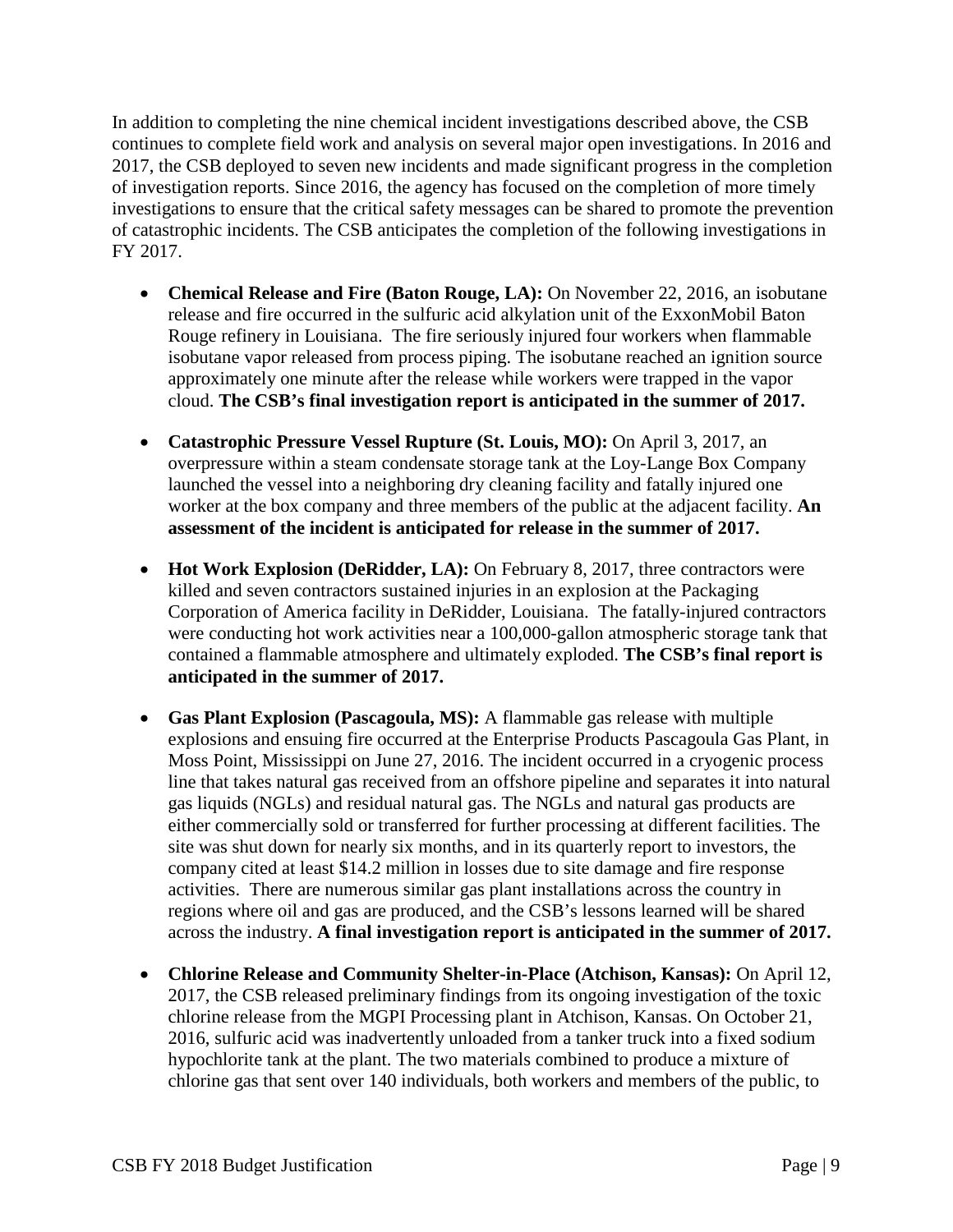In addition to completing the nine chemical incident investigations described above, the CSB continues to complete field work and analysis on several major open investigations. In 2016 and 2017, the CSB deployed to seven new incidents and made significant progress in the completion of investigation reports. Since 2016, the agency has focused on the completion of more timely investigations to ensure that the critical safety messages can be shared to promote the prevention of catastrophic incidents. The CSB anticipates the completion of the following investigations in FY 2017.

- **Chemical Release and Fire (Baton Rouge, LA):** On November 22, 2016, an isobutane release and fire occurred in the sulfuric acid alkylation unit of the ExxonMobil Baton Rouge refinery in Louisiana. The fire seriously injured four workers when flammable isobutane vapor released from process piping. The isobutane reached an ignition source approximately one minute after the release while workers were trapped in the vapor cloud. **The CSB's final investigation report is anticipated in the summer of 2017.**

- **Catastrophic Pressure Vessel Rupture (St. Louis, MO):** On April 3, 2017, an overpressure within a steam condensate storage tank at the Loy-Lange Box Company launched the vessel into a neighboring dry cleaning facility and fatally injured one worker at the box company and three members of the public at the adjacent facility. **An assessment of the incident is anticipated for release in the summer of 2017.**

- **Hot Work Explosion (DeRidder, LA):** On February 8, 2017, three contractors were killed and seven contractors sustained injuries in an explosion at the Packaging Corporation of America facility in DeRidder, Louisiana. The fatally-injured contractors were conducting hot work activities near a 100,000-gallon atmospheric storage tank that contained a flammable atmosphere and ultimately exploded. **The CSB's final report is anticipated in the summer of 2017.**

- **Gas Plant Explosion (Pascagoula, MS):** A flammable gas release with multiple explosions and ensuing fire occurred at the Enterprise Products Pascagoula Gas Plant, in Moss Point, Mississippi on June 27, 2016. The incident occurred in a cryogenic process line that takes natural gas received from an offshore pipeline and separates it into natural gas liquids (NGLs) and residual natural gas. The NGLs and natural gas products are either commercially sold or transferred for further processing at different facilities. The site was shut down for nearly six months, and in its quarterly report to investors, the company cited at least $14.2 million in losses due to site damage and fire response activities. There are numerous similar gas plant installations across the country in regions where oil and gas are produced, and the CSB's lessons learned will be shared across the industry. **A final investigation report is anticipated in the summer of 2017.**

- **Chlorine Release and Community Shelter-in-Place (Atchison, Kansas):** On April 12, 2017, the CSB released preliminary findings from its ongoing investigation of the toxic chlorine release from the MGPI Processing plant in Atchison, Kansas. On October 21, 2016, sulfuric acid was inadvertently unloaded from a tanker truck into a fixed sodium hypochlorite tank at the plant. The two materials combined to produce a mixture of chlorine gas that sent over 140 individuals, both workers and members of the public, to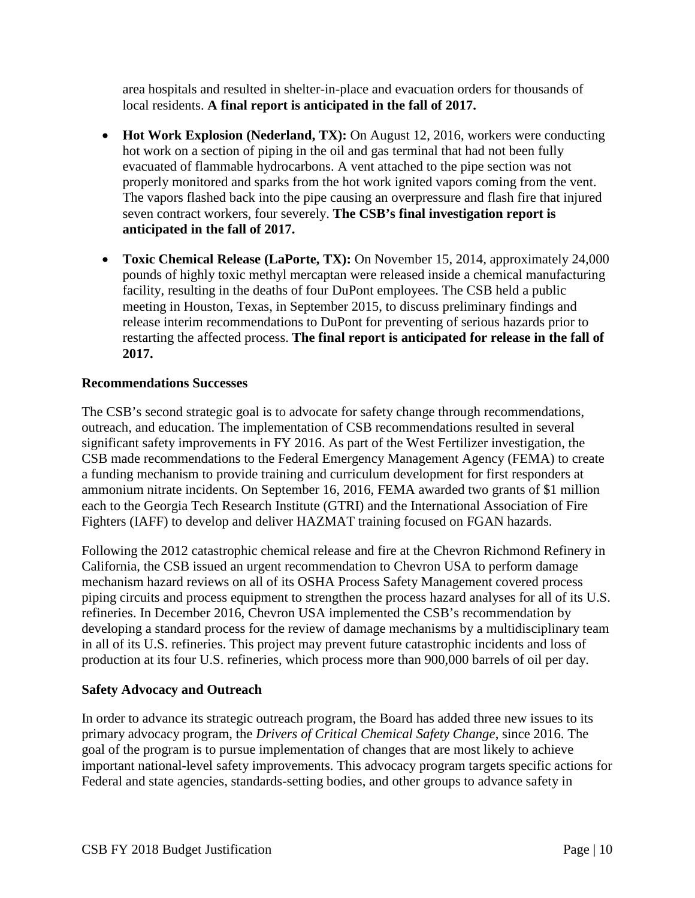area hospitals and resulted in shelter-in-place and evacuation orders for thousands of local residents. **A final report is anticipated in the fall of 2017.**

- **Hot Work Explosion (Nederland, TX):** On August 12, 2016, workers were conducting hot work on a section of piping in the oil and gas terminal that had not been fully evacuated of flammable hydrocarbons. A vent attached to the pipe section was not properly monitored and sparks from the hot work ignited vapors coming from the vent. The vapors flashed back into the pipe causing an overpressure and flash fire that injured seven contract workers, four severely. **The CSB's final investigation report is anticipated in the fall of 2017.**
- **Toxic Chemical Release (LaPorte, TX):** On November 15, 2014, approximately 24,000 pounds of highly toxic methyl mercaptan were released inside a chemical manufacturing facility, resulting in the deaths of four DuPont employees. The CSB held a public meeting in Houston, Texas, in September 2015, to discuss preliminary findings and release interim recommendations to DuPont for preventing of serious hazards prior to restarting the affected process. **The final report is anticipated for release in the fall of 2017.**

**Recommendations Successes**

The CSB's second strategic goal is to advocate for safety change through recommendations, outreach, and education. The implementation of CSB recommendations resulted in several significant safety improvements in FY 2016. As part of the West Fertilizer investigation, the CSB made recommendations to the Federal Emergency Management Agency (FEMA) to create a funding mechanism to provide training and curriculum development for first responders at ammonium nitrate incidents. On September 16, 2016, FEMA awarded two grants of $1 million each to the Georgia Tech Research Institute (GTRI) and the International Association of Fire Fighters (IAFF) to develop and deliver HAZMAT training focused on FGAN hazards.

Following the 2012 catastrophic chemical release and fire at the Chevron Richmond Refinery in California, the CSB issued an urgent recommendation to Chevron USA to perform damage mechanism hazard reviews on all of its OSHA Process Safety Management covered process piping circuits and process equipment to strengthen the process hazard analyses for all of its U.S. refineries. In December 2016, Chevron USA implemented the CSB's recommendation by developing a standard process for the review of damage mechanisms by a multidisciplinary team in all of its U.S. refineries. This project may prevent future catastrophic incidents and loss of production at its four U.S. refineries, which process more than 900,000 barrels of oil per day.

**Safety Advocacy and Outreach**

In order to advance its strategic outreach program, the Board has added three new issues to its primary advocacy program, the *Drivers of Critical Chemical Safety Change*, since 2016. The goal of the program is to pursue implementation of changes that are most likely to achieve important national-level safety improvements. This advocacy program targets specific actions for Federal and state agencies, standards-setting bodies, and other groups to advance safety in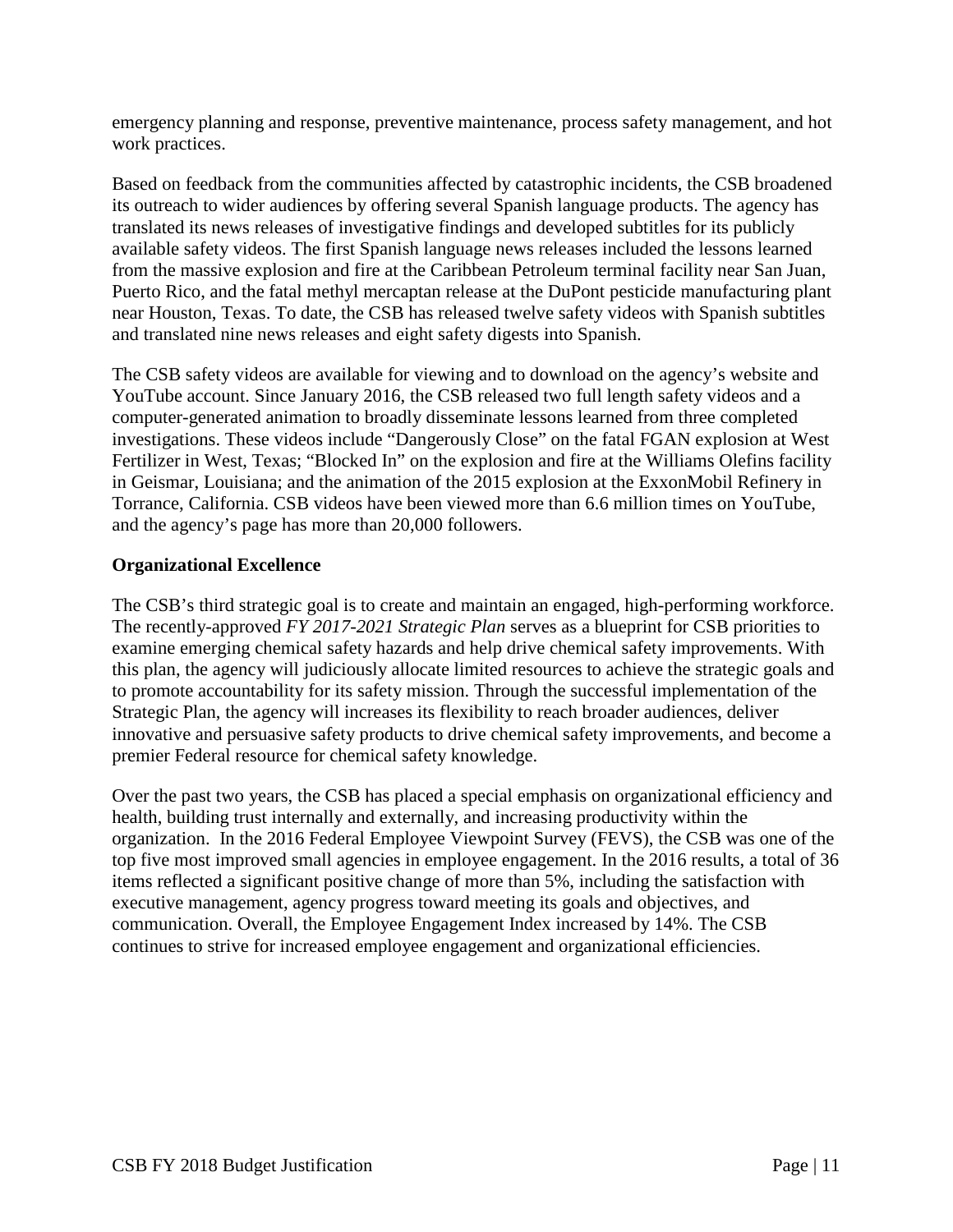emergency planning and response, preventive maintenance, process safety management, and hot work practices.

Based on feedback from the communities affected by catastrophic incidents, the CSB broadened its outreach to wider audiences by offering several Spanish language products. The agency has translated its news releases of investigative findings and developed subtitles for its publicly available safety videos. The first Spanish language news releases included the lessons learned from the massive explosion and fire at the Caribbean Petroleum terminal facility near San Juan, Puerto Rico, and the fatal methyl mercaptan release at the DuPont pesticide manufacturing plant near Houston, Texas. To date, the CSB has released twelve safety videos with Spanish subtitles and translated nine news releases and eight safety digests into Spanish.

The CSB safety videos are available for viewing and to download on the agency's website and YouTube account. Since January 2016, the CSB released two full length safety videos and a computer-generated animation to broadly disseminate lessons learned from three completed investigations. These videos include "Dangerously Close" on the fatal FGAN explosion at West Fertilizer in West, Texas; "Blocked In" on the explosion and fire at the Williams Olefins facility in Geismar, Louisiana; and the animation of the 2015 explosion at the ExxonMobil Refinery in Torrance, California. CSB videos have been viewed more than 6.6 million times on YouTube, and the agency's page has more than 20,000 followers.

**Organizational Excellence**

The CSB's third strategic goal is to create and maintain an engaged, high-performing workforce. The recently-approved *FY 2017-2021 Strategic Plan* serves as a blueprint for CSB priorities to examine emerging chemical safety hazards and help drive chemical safety improvements. With this plan, the agency will judiciously allocate limited resources to achieve the strategic goals and to promote accountability for its safety mission. Through the successful implementation of the Strategic Plan, the agency will increases its flexibility to reach broader audiences, deliver innovative and persuasive safety products to drive chemical safety improvements, and become a premier Federal resource for chemical safety knowledge.

Over the past two years, the CSB has placed a special emphasis on organizational efficiency and health, building trust internally and externally, and increasing productivity within the organization. In the 2016 Federal Employee Viewpoint Survey (FEVS), the CSB was one of the top five most improved small agencies in employee engagement. In the 2016 results, a total of 36 items reflected a significant positive change of more than 5%, including the satisfaction with executive management, agency progress toward meeting its goals and objectives, and communication. Overall, the Employee Engagement Index increased by 14%. The CSB continues to strive for increased employee engagement and organizational efficiencies.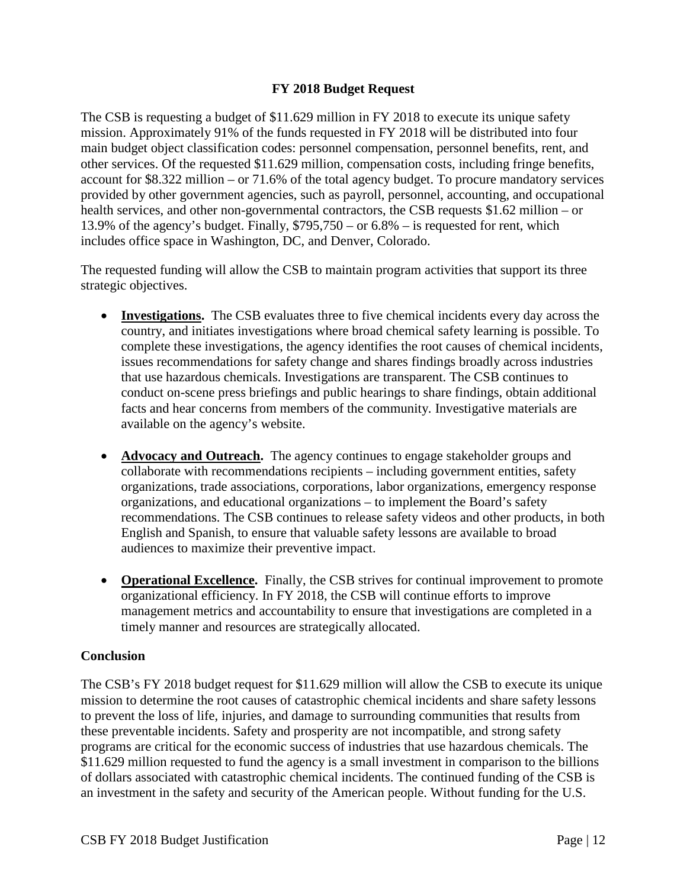## FY 2018 Budget Request

The CSB is requesting a budget of $11.629 million in FY 2018 to execute its unique safety mission. Approximately 91% of the funds requested in FY 2018 will be distributed into four main budget object classification codes: personnel compensation, personnel benefits, rent, and other services. Of the requested $11.629 million, compensation costs, including fringe benefits, account for $8.322 million – or 71.6% of the total agency budget. To procure mandatory services provided by other government agencies, such as payroll, personnel, accounting, and occupational health services, and other non-governmental contractors, the CSB requests $1.62 million – or 13.9% of the agency's budget. Finally, $795,750 – or 6.8% – is requested for rent, which includes office space in Washington, DC, and Denver, Colorado.

The requested funding will allow the CSB to maintain program activities that support its three strategic objectives.

- **Investigations.** The CSB evaluates three to five chemical incidents every day across the country, and initiates investigations where broad chemical safety learning is possible. To complete these investigations, the agency identifies the root causes of chemical incidents, issues recommendations for safety change and shares findings broadly across industries that use hazardous chemicals. Investigations are transparent. The CSB continues to conduct on-scene press briefings and public hearings to share findings, obtain additional facts and hear concerns from members of the community. Investigative materials are available on the agency's website.

- **Advocacy and Outreach.** The agency continues to engage stakeholder groups and collaborate with recommendations recipients – including government entities, safety organizations, trade associations, corporations, labor organizations, emergency response organizations, and educational organizations – to implement the Board's safety recommendations. The CSB continues to release safety videos and other products, in both English and Spanish, to ensure that valuable safety lessons are available to broad audiences to maximize their preventive impact.

- **Operational Excellence.** Finally, the CSB strives for continual improvement to promote organizational efficiency. In FY 2018, the CSB will continue efforts to improve management metrics and accountability to ensure that investigations are completed in a timely manner and resources are strategically allocated.

### Conclusion

The CSB's FY 2018 budget request for $11.629 million will allow the CSB to execute its unique mission to determine the root causes of catastrophic chemical incidents and share safety lessons to prevent the loss of life, injuries, and damage to surrounding communities that results from these preventable incidents. Safety and prosperity are not incompatible, and strong safety programs are critical for the economic success of industries that use hazardous chemicals. The $11.629 million requested to fund the agency is a small investment in comparison to the billions of dollars associated with catastrophic chemical incidents. The continued funding of the CSB is an investment in the safety and security of the American people. Without funding for the U.S.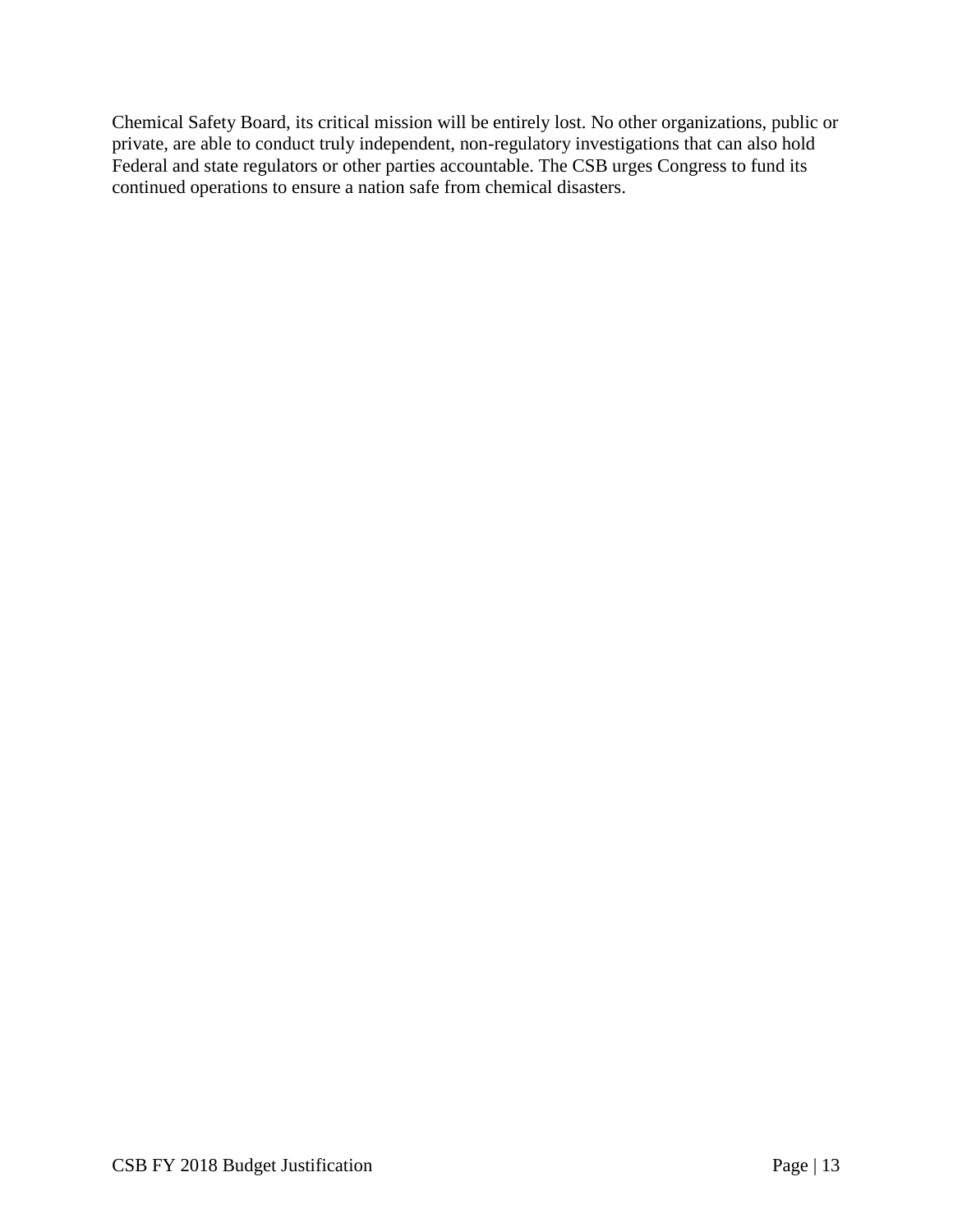Chemical Safety Board, its critical mission will be entirely lost. No other organizations, public or private, are able to conduct truly independent, non-regulatory investigations that can also hold Federal and state regulators or other parties accountable. The CSB urges Congress to fund its continued operations to ensure a nation safe from chemical disasters.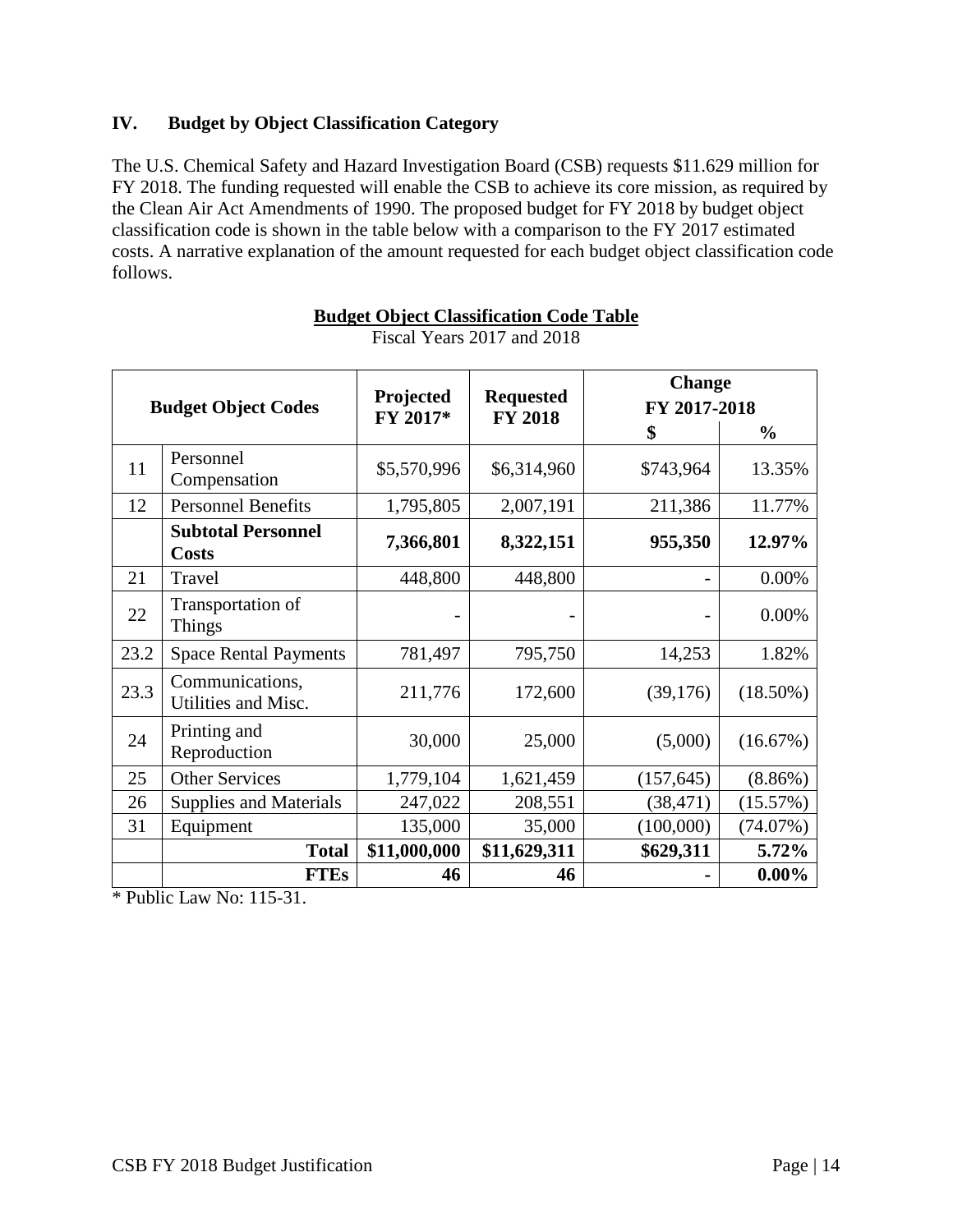## IV. Budget by Object Classification Category

The U.S. Chemical Safety and Hazard Investigation Board (CSB) requests $11.629 million for FY 2018. The funding requested will enable the CSB to achieve its core mission, as required by the Clean Air Act Amendments of 1990. The proposed budget for FY 2018 by budget object classification code is shown in the table below with a comparison to the FY 2017 estimated costs. A narrative explanation of the amount requested for each budget object classification code follows.

**Budget Object Classification Code Table**

Fiscal Years 2017 and 2018

| Budget Object Codes | | Projected FY 2017* | Requested FY 2018 | Change FY 2017-2018 | |
|---|---|---|---|---|---|
| | | | | **$** | **%** |
| 11 | Personnel Compensation | $5,570,996 | $6,314,960 | $743,964 | 13.35% |
| 12 | Personnel Benefits | 1,795,805 | 2,007,191 | 211,386 | 11.77% |
| | **Subtotal Personnel Costs** | **7,366,801** | **8,322,151** | **955,350** | **12.97%** |
| 21 | Travel | 448,800 | 448,800 | - | 0.00% |
| 22 | Transportation of Things | - | - | - | 0.00% |
| 23.2 | Space Rental Payments | 781,497 | 795,750 | 14,253 | 1.82% |
| 23.3 | Communications, Utilities and Misc. | 211,776 | 172,600 | (39,176) | (18.50%) |
| 24 | Printing and Reproduction | 30,000 | 25,000 | (5,000) | (16.67%) |
| 25 | Other Services | 1,779,104 | 1,621,459 | (157,645) | (8.86%) |
| 26 | Supplies and Materials | 247,022 | 208,551 | (38,471) | (15.57%) |
| 31 | Equipment | 135,000 | 35,000 | (100,000) | (74.07%) |
| | **Total** | **$11,000,000** | **$11,629,311** | **$629,311** | **5.72%** |
| | **FTEs** | **46** | **46** | **-** | **0.00%** |

\* Public Law No: 115-31.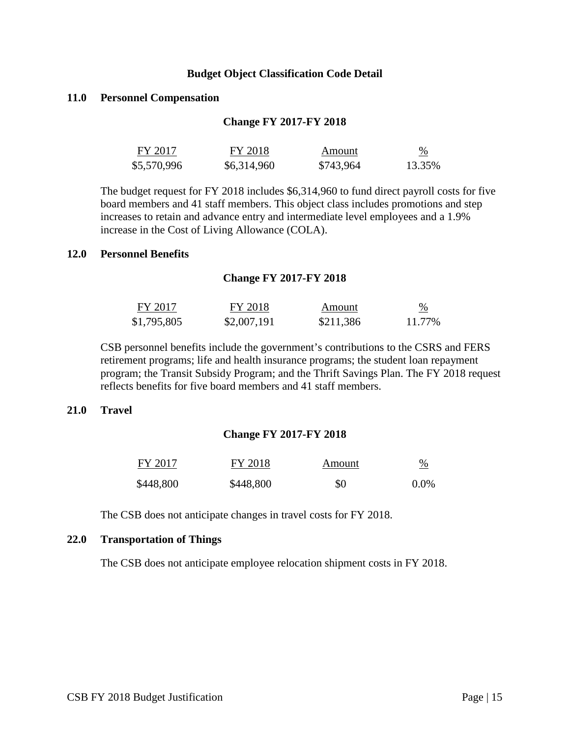## Budget Object Classification Code Detail

### 11.0 Personnel Compensation

**Change FY 2017-FY 2018**

| FY 2017 | FY 2018 | Amount | % |
|---|---|---|---|
| $5,570,996 | $6,314,960 | $743,964 | 13.35% |

The budget request for FY 2018 includes $6,314,960 to fund direct payroll costs for five board members and 41 staff members. This object class includes promotions and step increases to retain and advance entry and intermediate level employees and a 1.9% increase in the Cost of Living Allowance (COLA).

### 12.0 Personnel Benefits

**Change FY 2017-FY 2018**

| FY 2017 | FY 2018 | Amount | % |
|---|---|---|---|
| $1,795,805 | $2,007,191 | $211,386 | 11.77% |

CSB personnel benefits include the government's contributions to the CSRS and FERS retirement programs; life and health insurance programs; the student loan repayment program; the Transit Subsidy Program; and the Thrift Savings Plan. The FY 2018 request reflects benefits for five board members and 41 staff members.

### 21.0 Travel

**Change FY 2017-FY 2018**

| FY 2017 | FY 2018 | Amount | % |
|---|---|---|---|
| $448,800 | $448,800 | $0 | 0.0% |

The CSB does not anticipate changes in travel costs for FY 2018.

### 22.0 Transportation of Things

The CSB does not anticipate employee relocation shipment costs in FY 2018.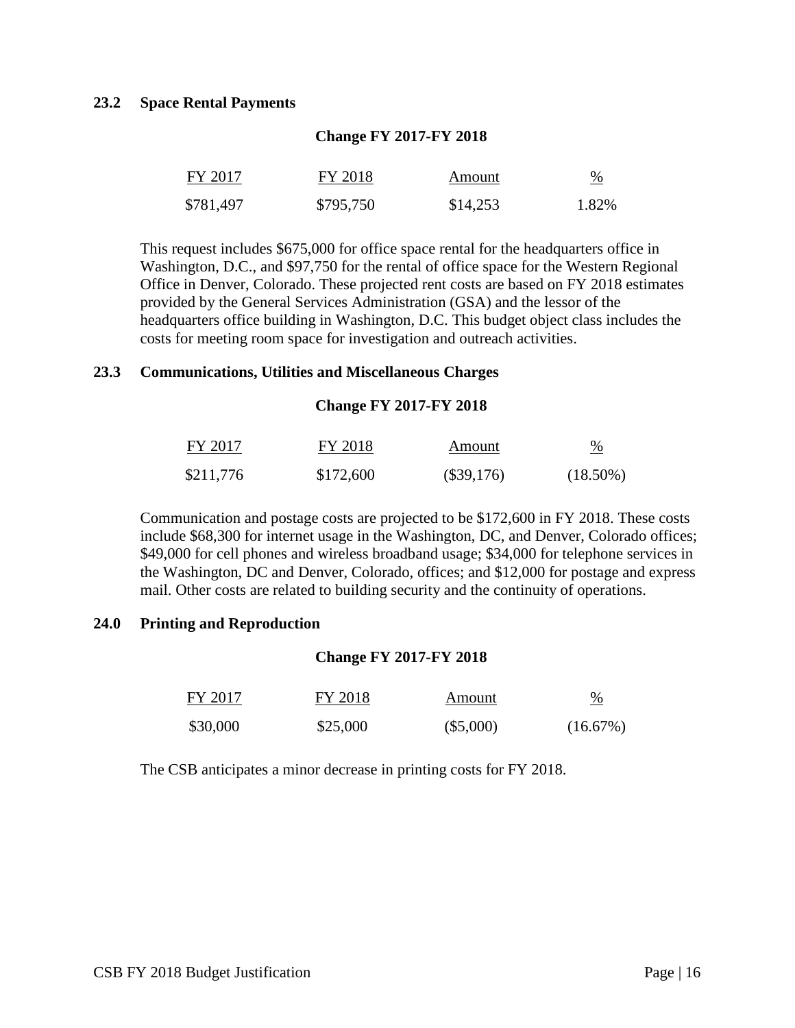## 23.2 Space Rental Payments

**Change FY 2017-FY 2018**

| FY 2017 | FY 2018 | Amount | % |
|---|---|---|---|
| $781,497 | $795,750 | $14,253 | 1.82% |

This request includes $675,000 for office space rental for the headquarters office in Washington, D.C., and $97,750 for the rental of office space for the Western Regional Office in Denver, Colorado. These projected rent costs are based on FY 2018 estimates provided by the General Services Administration (GSA) and the lessor of the headquarters office building in Washington, D.C. This budget object class includes the costs for meeting room space for investigation and outreach activities.

## 23.3 Communications, Utilities and Miscellaneous Charges

**Change FY 2017-FY 2018**

| FY 2017 | FY 2018 | Amount | % |
|---|---|---|---|
| $211,776 | $172,600 | ($39,176) | (18.50%) |

Communication and postage costs are projected to be $172,600 in FY 2018. These costs include $68,300 for internet usage in the Washington, DC, and Denver, Colorado offices; $49,000 for cell phones and wireless broadband usage; $34,000 for telephone services in the Washington, DC and Denver, Colorado, offices; and $12,000 for postage and express mail. Other costs are related to building security and the continuity of operations.

## 24.0 Printing and Reproduction

**Change FY 2017-FY 2018**

| FY 2017 | FY 2018 | Amount | % |
|---|---|---|---|
| $30,000 | $25,000 | ($5,000) | (16.67%) |

The CSB anticipates a minor decrease in printing costs for FY 2018.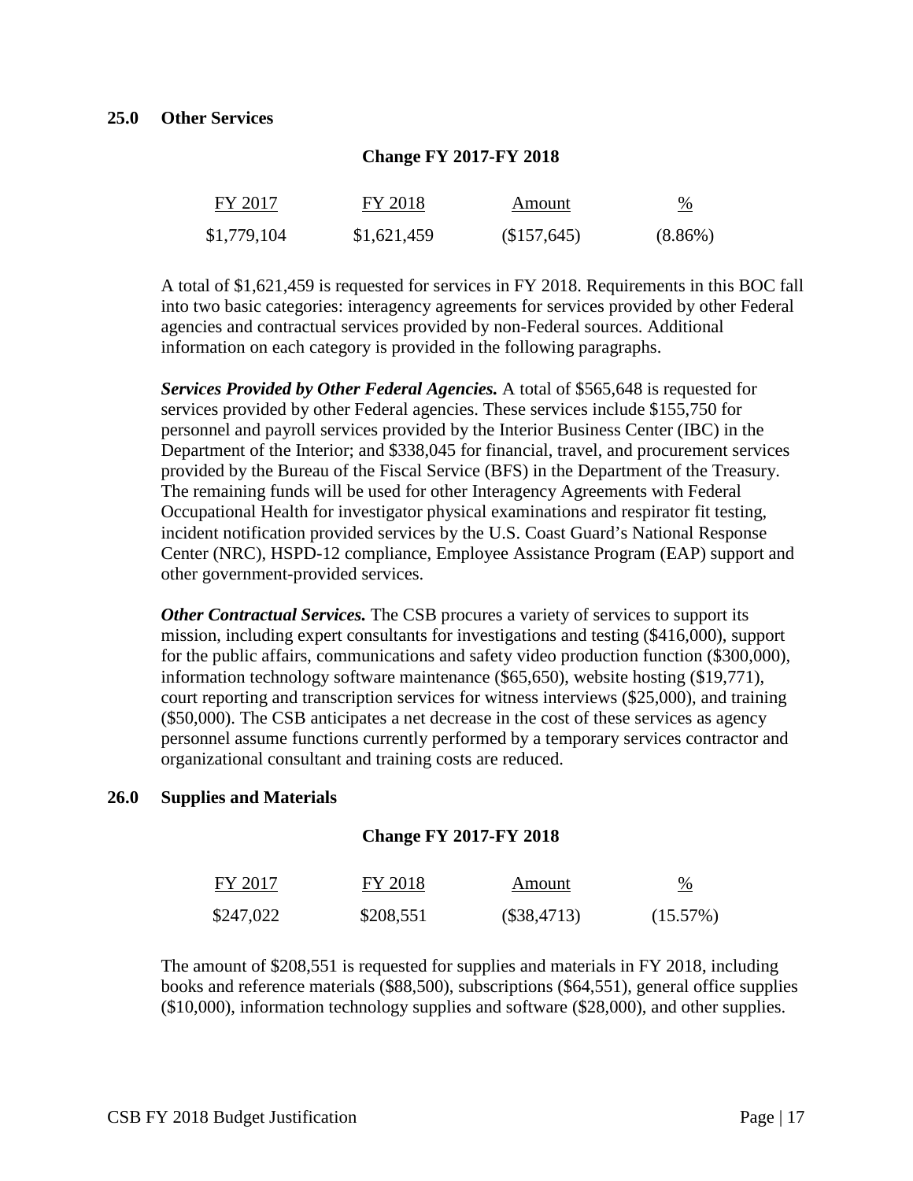### 25.0 Other Services

**Change FY 2017-FY 2018**

| FY 2017 | FY 2018 | Amount | % |
|---|---|---|---|
| \$1,779,104 | \$1,621,459 | (\$157,645) | (8.86%) |

A total of \$1,621,459 is requested for services in FY 2018. Requirements in this BOC fall into two basic categories: interagency agreements for services provided by other Federal agencies and contractual services provided by non-Federal sources. Additional information on each category is provided in the following paragraphs.

***Services Provided by Other Federal Agencies.*** A total of \$565,648 is requested for services provided by other Federal agencies. These services include \$155,750 for personnel and payroll services provided by the Interior Business Center (IBC) in the Department of the Interior; and \$338,045 for financial, travel, and procurement services provided by the Bureau of the Fiscal Service (BFS) in the Department of the Treasury. The remaining funds will be used for other Interagency Agreements with Federal Occupational Health for investigator physical examinations and respirator fit testing, incident notification provided services by the U.S. Coast Guard's National Response Center (NRC), HSPD-12 compliance, Employee Assistance Program (EAP) support and other government-provided services.

***Other Contractual Services.*** The CSB procures a variety of services to support its mission, including expert consultants for investigations and testing (\$416,000), support for the public affairs, communications and safety video production function (\$300,000), information technology software maintenance (\$65,650), website hosting (\$19,771), court reporting and transcription services for witness interviews (\$25,000), and training (\$50,000). The CSB anticipates a net decrease in the cost of these services as agency personnel assume functions currently performed by a temporary services contractor and organizational consultant and training costs are reduced.

### 26.0 Supplies and Materials

**Change FY 2017-FY 2018**

| FY 2017 | FY 2018 | Amount | % |
|---|---|---|---|
| \$247,022 | \$208,551 | (\$38,4713) | (15.57%) |

The amount of \$208,551 is requested for supplies and materials in FY 2018, including books and reference materials (\$88,500), subscriptions (\$64,551), general office supplies (\$10,000), information technology supplies and software (\$28,000), and other supplies.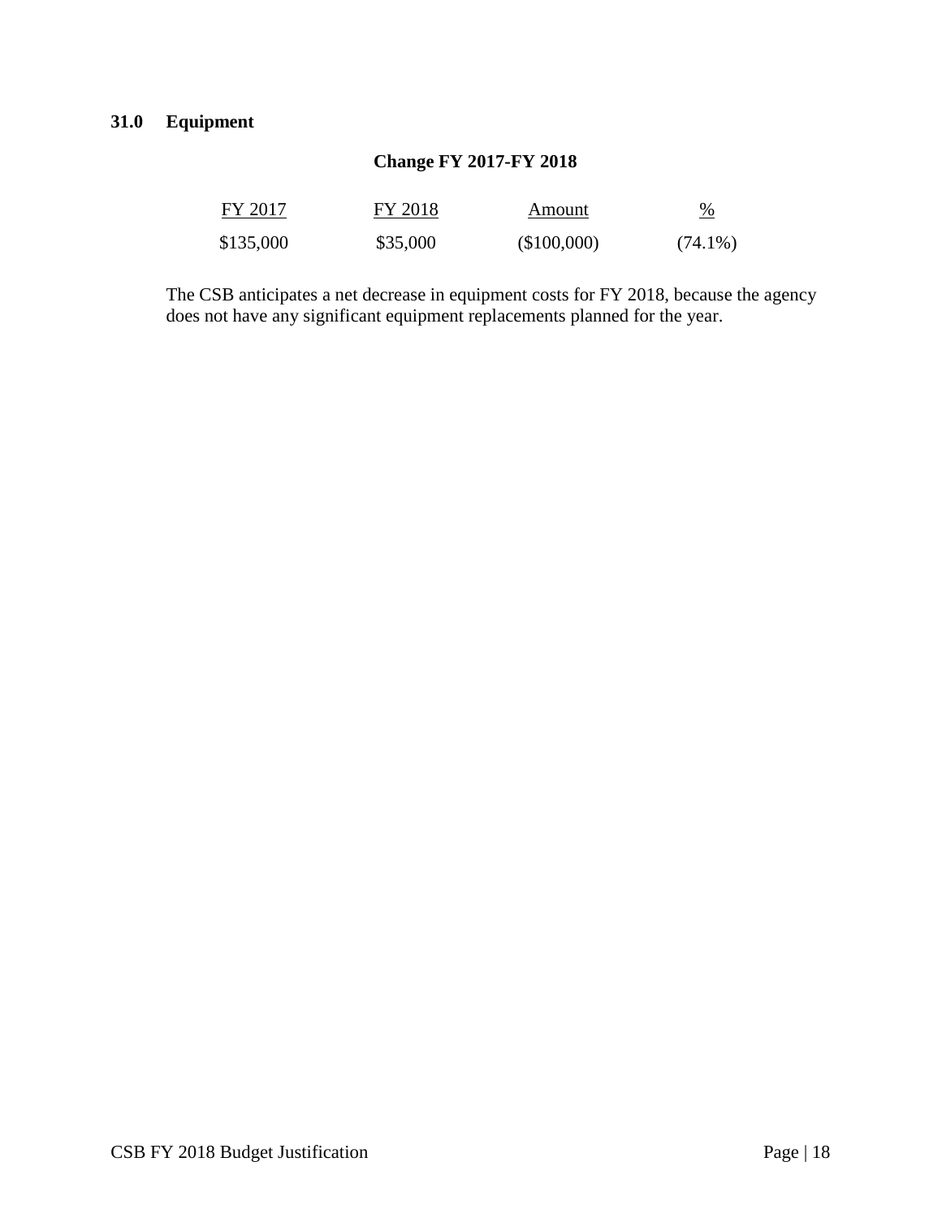## 31.0 Equipment

**Change FY 2017-FY 2018**

| FY 2017 | FY 2018 | Amount | % |
|---|---|---|---|
| $135,000 | $35,000 | ($100,000) | (74.1%) |

The CSB anticipates a net decrease in equipment costs for FY 2018, because the agency does not have any significant equipment replacements planned for the year.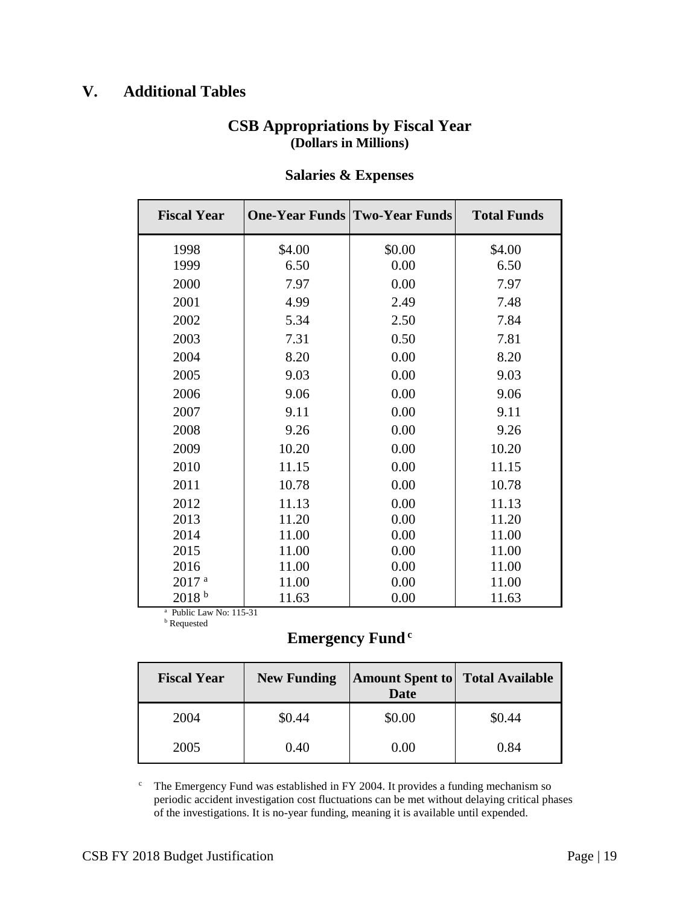# V. Additional Tables

## CSB Appropriations by Fiscal Year
**(Dollars in Millions)**

### Salaries & Expenses

| Fiscal Year | One-Year Funds | Two-Year Funds | Total Funds |
|---|---|---|---|
| 1998 | $4.00 | $0.00 | $4.00 |
| 1999 | 6.50 | 0.00 | 6.50 |
| 2000 | 7.97 | 0.00 | 7.97 |
| 2001 | 4.99 | 2.49 | 7.48 |
| 2002 | 5.34 | 2.50 | 7.84 |
| 2003 | 7.31 | 0.50 | 7.81 |
| 2004 | 8.20 | 0.00 | 8.20 |
| 2005 | 9.03 | 0.00 | 9.03 |
| 2006 | 9.06 | 0.00 | 9.06 |
| 2007 | 9.11 | 0.00 | 9.11 |
| 2008 | 9.26 | 0.00 | 9.26 |
| 2009 | 10.20 | 0.00 | 10.20 |
| 2010 | 11.15 | 0.00 | 11.15 |
| 2011 | 10.78 | 0.00 | 10.78 |
| 2012 | 11.13 | 0.00 | 11.13 |
| 2013 | 11.20 | 0.00 | 11.20 |
| 2014 | 11.00 | 0.00 | 11.00 |
| 2015 | 11.00 | 0.00 | 11.00 |
| 2016 | 11.00 | 0.00 | 11.00 |
| 2017 [a] | 11.00 | 0.00 | 11.00 |
| 2018 [b] | 11.63 | 0.00 | 11.63 |

[a] Public Law No: 115-31
[b] Requested

### Emergency Fund [c]

| Fiscal Year | New Funding | Amount Spent to Date | Total Available |
|---|---|---|---|
| 2004 | $0.44 | $0.00 | $0.44 |
| 2005 | 0.40 | 0.00 | 0.84 |

[c] The Emergency Fund was established in FY 2004. It provides a funding mechanism so periodic accident investigation cost fluctuations can be met without delaying critical phases of the investigations. It is no-year funding, meaning it is available until expended.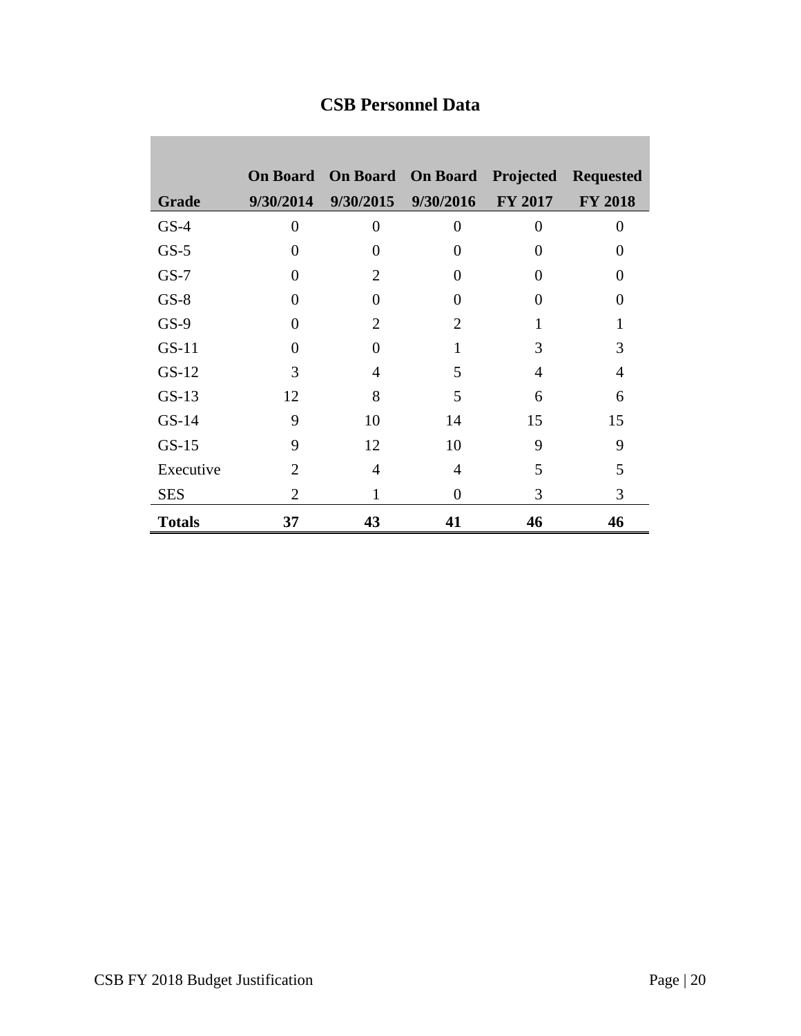# CSB Personnel Data

| Grade | On Board 9/30/2014 | On Board 9/30/2015 | On Board 9/30/2016 | Projected FY 2017 | Requested FY 2018 |
|---|---|---|---|---|---|
| GS-4 | 0 | 0 | 0 | 0 | 0 |
| GS-5 | 0 | 0 | 0 | 0 | 0 |
| GS-7 | 0 | 2 | 0 | 0 | 0 |
| GS-8 | 0 | 0 | 0 | 0 | 0 |
| GS-9 | 0 | 2 | 2 | 1 | 1 |
| GS-11 | 0 | 0 | 1 | 3 | 3 |
| GS-12 | 3 | 4 | 5 | 4 | 4 |
| GS-13 | 12 | 8 | 5 | 6 | 6 |
| GS-14 | 9 | 10 | 14 | 15 | 15 |
| GS-15 | 9 | 12 | 10 | 9 | 9 |
| Executive | 2 | 4 | 4 | 5 | 5 |
| SES | 2 | 1 | 0 | 3 | 3 |
| **Totals** | **37** | **43** | **41** | **46** | **46** |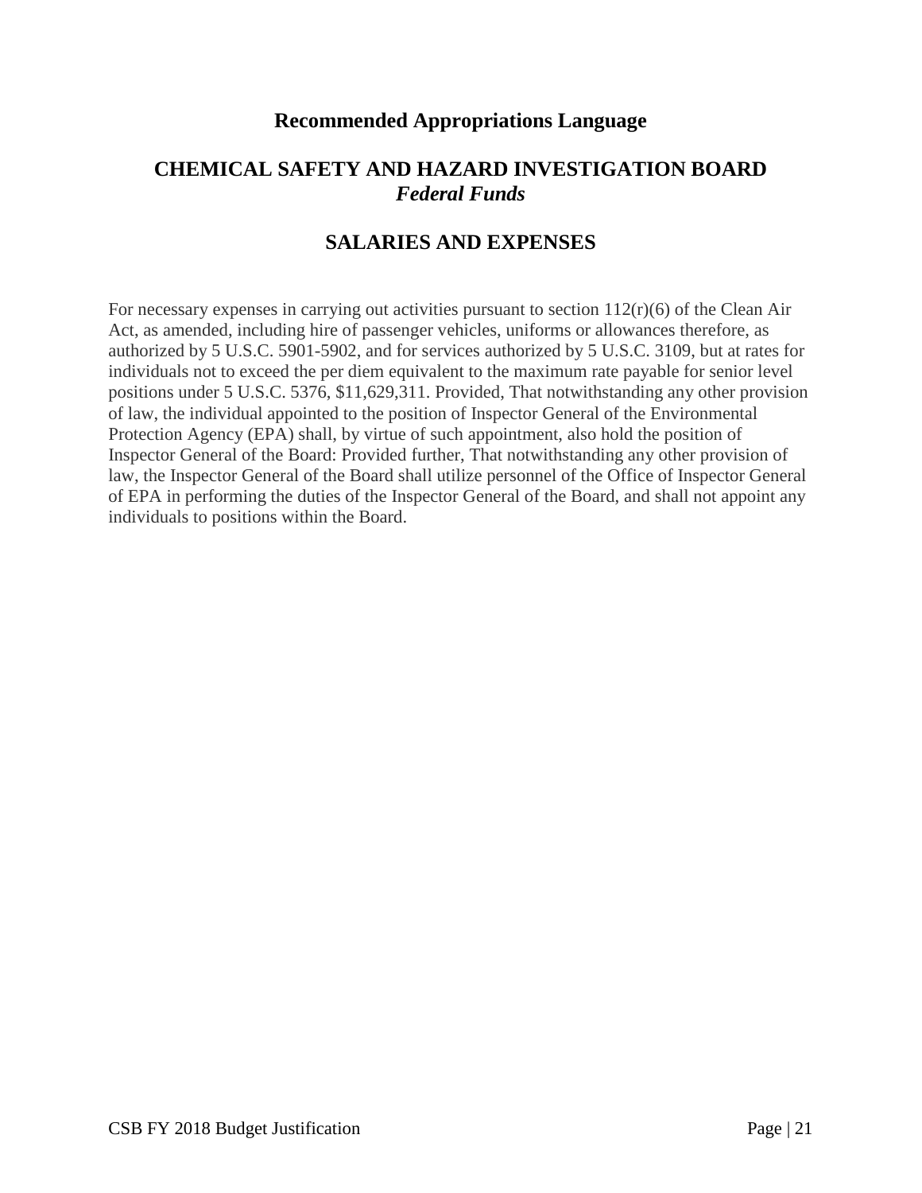# Recommended Appropriations Language

## CHEMICAL SAFETY AND HAZARD INVESTIGATION BOARD
***Federal Funds***

## SALARIES AND EXPENSES

For necessary expenses in carrying out activities pursuant to section 112(r)(6) of the Clean Air Act, as amended, including hire of passenger vehicles, uniforms or allowances therefore, as authorized by 5 U.S.C. 5901-5902, and for services authorized by 5 U.S.C. 3109, but at rates for individuals not to exceed the per diem equivalent to the maximum rate payable for senior level positions under 5 U.S.C. 5376, $11,629,311. Provided, That notwithstanding any other provision of law, the individual appointed to the position of Inspector General of the Environmental Protection Agency (EPA) shall, by virtue of such appointment, also hold the position of Inspector General of the Board: Provided further, That notwithstanding any other provision of law, the Inspector General of the Board shall utilize personnel of the Office of Inspector General of EPA in performing the duties of the Inspector General of the Board, and shall not appoint any individuals to positions within the Board.